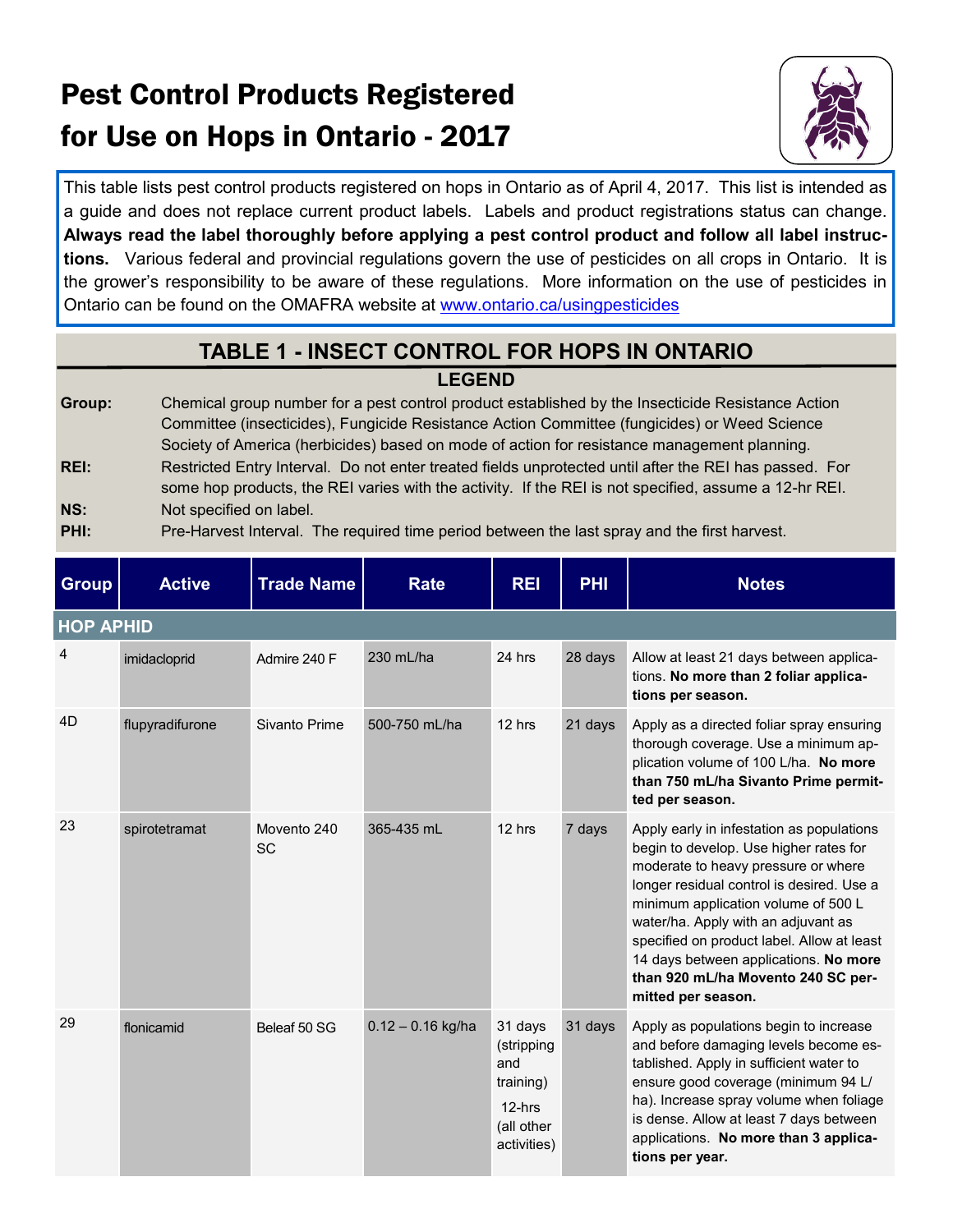# Pest Control Products Registered for Use on Hops in Ontario - 2017

This table lists pest control products registered on hops in Ontario as of April 4, 2017. This list is intended as a guide and does not replace current product labels. Labels and product registrations status can change. **Always read the label thoroughly before applying a pest control product and follow all label instructions.** Various federal and provincial regulations govern the use of pesticides on all crops in Ontario. It is the grower's responsibility to be aware of these regulations. More information on the use of pesticides in Ontario can be found on the OMAFRA website at www.ontario.ca/usingpesticides

## TABLE 1 - INSECT CONTROL FOR HOPS IN ONTARIO

### LEGEND

**Group:** Chemical group number for a pest control product established by the Insecticide Resistance Action Committee (insecticides), Fungicide Resistance Action Committee (fungicides) or Weed Science Society of America (herbicides) based on mode of action for resistance management planning.

**REI:** Restricted Entry Interval. Do not enter treated fields unprotected until after the REI has passed. For some hop products, the REI varies with the activity. If the REI is not specified, assume a 12-hr REI.

**NS:** Not specified on label.

**PHI:** Pre-Harvest Interval. The required time period between the last spray and the first harvest.

| Group | Active | Trade Name | Rate | REI | PHI | Notes |
|---|---|---|---|---|---|---|
| **HOP APHID** | | | | | | |
| 4 | imidacloprid | Admire 240 F | 230 mL/ha | 24 hrs | 28 days | Allow at least 21 days between applications. **No more than 2 foliar applications per season.** |
| 4D | flupyradifurone | Sivanto Prime | 500-750 mL/ha | 12 hrs | 21 days | Apply as a directed foliar spray ensuring thorough coverage. Use a minimum application volume of 100 L/ha. **No more than 750 mL/ha Sivanto Prime permitted per season.** |
| 23 | spirotetramat | Movento 240 SC | 365-435 mL | 12 hrs | 7 days | Apply early in infestation as populations begin to develop. Use higher rates for moderate to heavy pressure or where longer residual control is desired. Use a minimum application volume of 500 L water/ha. Apply with an adjuvant as specified on product label. Allow at least 14 days between applications. **No more than 920 mL/ha Movento 240 SC permitted per season.** |
| 29 | flonicamid | Beleaf 50 SG | 0.12 – 0.16 kg/ha | 31 days (stripping and training) 12-hrs (all other activities) | 31 days | Apply as populations begin to increase and before damaging levels become established. Apply in sufficient water to ensure good coverage (minimum 94 L/ha). Increase spray volume when foliage is dense. Allow at least 7 days between applications. **No more than 3 applications per year.** |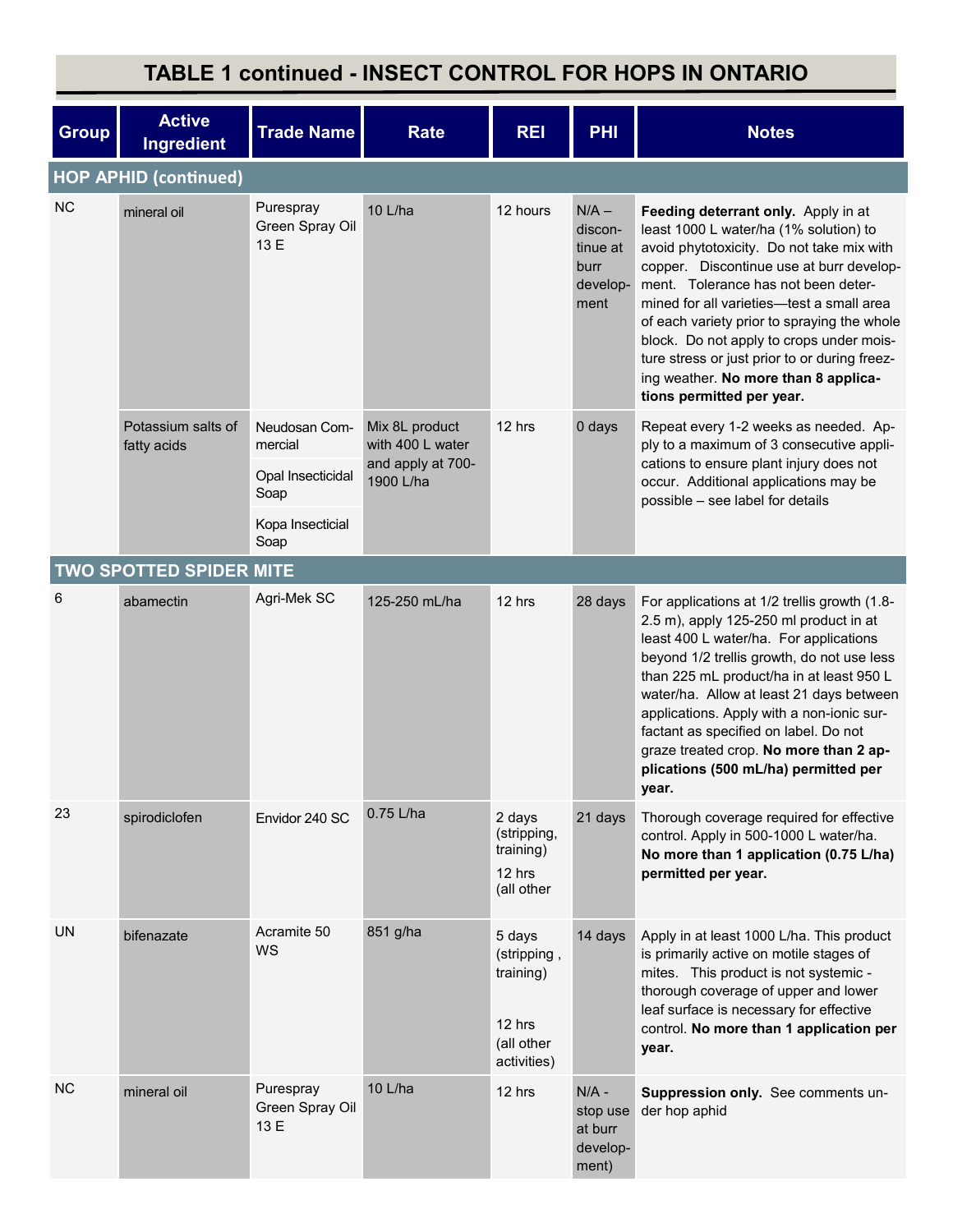## TABLE 1 continued - INSECT CONTROL FOR HOPS IN ONTARIO

| Group | Active Ingredient | Trade Name | Rate | REI | PHI | Notes |
|---|---|---|---|---|---|---|
| **HOP APHID (continued)** | | | | | | |
| NC | mineral oil | Purespray Green Spray Oil 13 E | 10 L/ha | 12 hours | N/A – discontinue at burr development | **Feeding deterrant only.** Apply in at least 1000 L water/ha (1% solution) to avoid phytotoxicity. Do not take mix with copper. Discontinue use at burr development. Tolerance has not been determined for all varieties—test a small area of each variety prior to spraying the whole block. Do not apply to crops under moisture stress or just prior to or during freezing weather. **No more than 8 applications permitted per year.** |
| | Potassium salts of fatty acids | Neudosan Commercial<br>Opal Insecticidal Soap<br>Kopa Insecticial Soap | Mix 8L product with 400 L water and apply at 700-1900 L/ha | 12 hrs | 0 days | Repeat every 1-2 weeks as needed. Apply to a maximum of 3 consecutive applications to ensure plant injury does not occur. Additional applications may be possible – see label for details |
| **TWO SPOTTED SPIDER MITE** | | | | | | |
| 6 | abamectin | Agri-Mek SC | 125-250 mL/ha | 12 hrs | 28 days | For applications at 1/2 trellis growth (1.8-2.5 m), apply 125-250 ml product in at least 400 L water/ha. For applications beyond 1/2 trellis growth, do not use less than 225 mL product/ha in at least 950 L water/ha. Allow at least 21 days between applications. Apply with a non-ionic surfactant as specified on label. Do not graze treated crop. **No more than 2 applications (500 mL/ha) permitted per year.** |
| 23 | spirodiclofen | Envidor 240 SC | 0.75 L/ha | 2 days (stripping, training)<br>12 hrs (all other | 21 days | Thorough coverage required for effective control. Apply in 500-1000 L water/ha. **No more than 1 application (0.75 L/ha) permitted per year.** |
| UN | bifenazate | Acramite 50 WS | 851 g/ha | 5 days (stripping , training)<br>12 hrs (all other activities) | 14 days | Apply in at least 1000 L/ha. This product is primarily active on motile stages of mites. This product is not systemic - thorough coverage of upper and lower leaf surface is necessary for effective control. **No more than 1 application per year.** |
| NC | mineral oil | Purespray Green Spray Oil 13 E | 10 L/ha | 12 hrs | N/A - stop use at burr development) | **Suppression only.** See comments under hop aphid |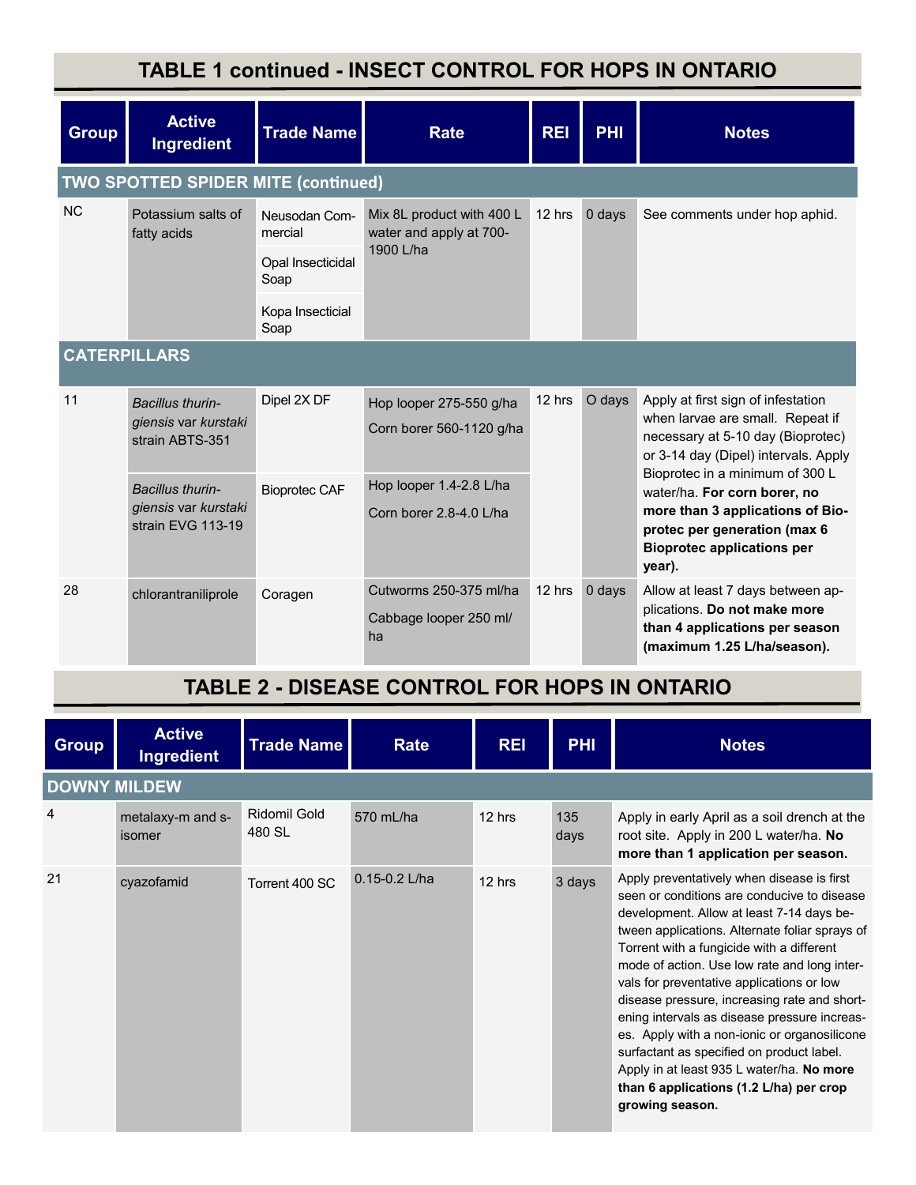## TABLE 1 continued - INSECT CONTROL FOR HOPS IN ONTARIO

| Group | Active Ingredient | Trade Name | Rate | REI | PHI | Notes |
|---|---|---|---|---|---|---|
| **TWO SPOTTED SPIDER MITE (continued)** | | | | | | |
| NC | Potassium salts of fatty acids | Neusodan Commercial<br>Opal Insecticidal Soap<br>Kopa Insecticial Soap | Mix 8L product with 400 L water and apply at 700-1900 L/ha | 12 hrs | 0 days | See comments under hop aphid. |
| **CATERPILLARS** | | | | | | |
| 11 | *Bacillus thuringiensis* var *kurstaki* strain ABTS-351 | Dipel 2X DF | Hop looper 275-550 g/ha<br>Corn borer 560-1120 g/ha | 12 hrs | O days | Apply at first sign of infestation when larvae are small. Repeat if necessary at 5-10 day (Bioprotec) or 3-14 day (Dipel) intervals. Apply Bioprotec in a minimum of 300 L water/ha. **For corn borer, no more than 3 applications of Bioprotec per generation (max 6 Bioprotec applications per year).** |
| | *Bacillus thuringiensis* var *kurstaki* strain EVG 113-19 | Bioprotec CAF | Hop looper 1.4-2.8 L/ha<br>Corn borer 2.8-4.0 L/ha | | | |
| 28 | chlorantraniliprole | Coragen | Cutworms 250-375 ml/ha<br>Cabbage looper 250 ml/ha | 12 hrs | 0 days | Allow at least 7 days between applications. **Do not make more than 4 applications per season (maximum 1.25 L/ha/season).** |

## TABLE 2 - DISEASE CONTROL FOR HOPS IN ONTARIO

| Group | Active Ingredient | Trade Name | Rate | REI | PHI | Notes |
|---|---|---|---|---|---|---|
| **DOWNY MILDEW** | | | | | | |
| 4 | metalaxy-m and s-isomer | Ridomil Gold 480 SL | 570 mL/ha | 12 hrs | 135 days | Apply in early April as a soil drench at the root site. Apply in 200 L water/ha. **No more than 1 application per season.** |
| 21 | cyazofamid | Torrent 400 SC | 0.15-0.2 L/ha | 12 hrs | 3 days | Apply preventatively when disease is first seen or conditions are conducive to disease development. Allow at least 7-14 days between applications. Alternate foliar sprays of Torrent with a fungicide with a different mode of action. Use low rate and long intervals for preventative applications or low disease pressure, increasing rate and shortening intervals as disease pressure increases. Apply with a non-ionic or organosilicone surfactant as specified on product label. Apply in at least 935 L water/ha. **No more than 6 applications (1.2 L/ha) per crop growing season.** |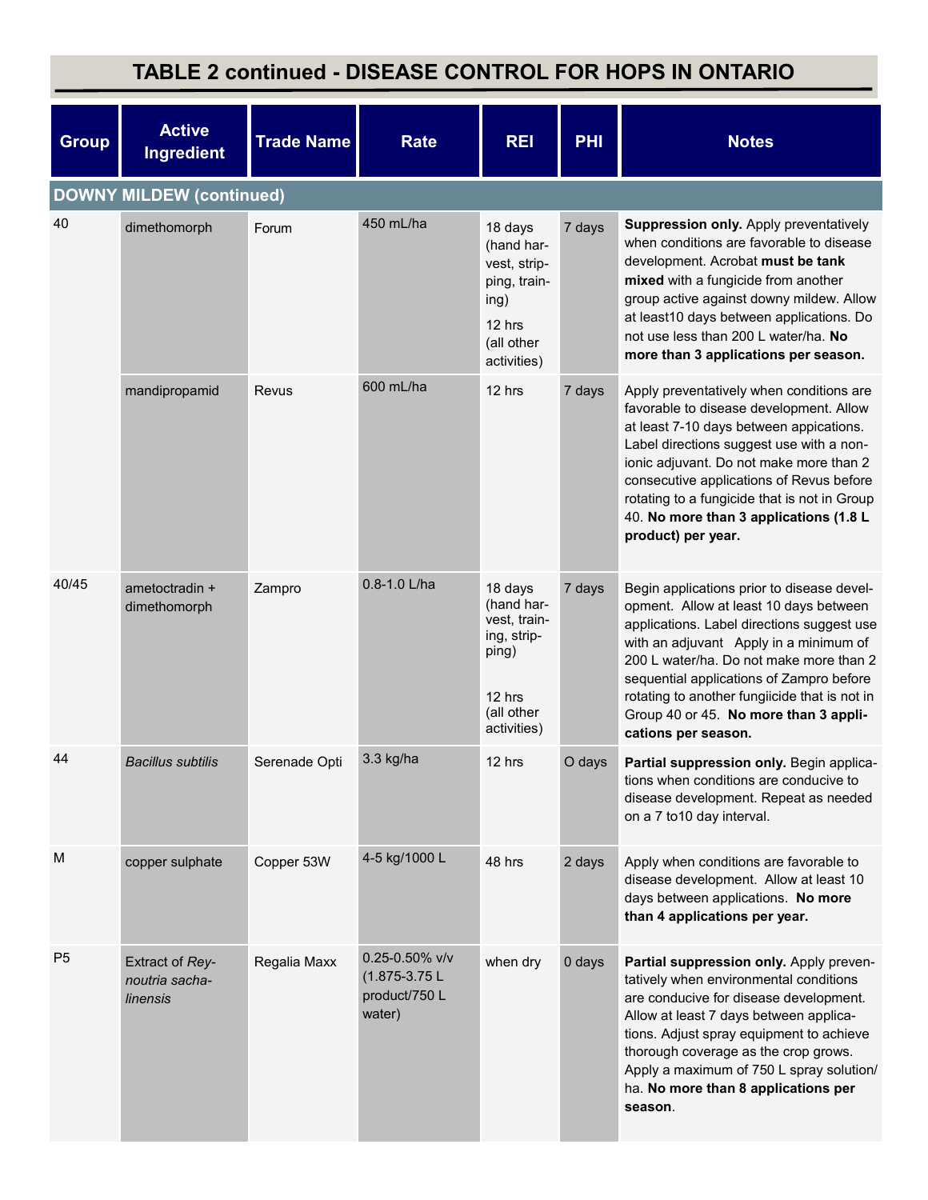## TABLE 2 continued - DISEASE CONTROL FOR HOPS IN ONTARIO

| Group | Active Ingredient | Trade Name | Rate | REI | PHI | Notes |
|---|---|---|---|---|---|---|
| **DOWNY MILDEW (continued)** | | | | | | |
| 40 | dimethomorph | Forum | 450 mL/ha | 18 days (hand harvest, stripping, training) 12 hrs (all other activities) | 7 days | **Suppression only.** Apply preventatively when conditions are favorable to disease development. Acrobat **must be tank mixed** with a fungicide from another group active against downy mildew. Allow at least10 days between applications. Do not use less than 200 L water/ha. **No more than 3 applications per season.** |
| | mandipropamid | Revus | 600 mL/ha | 12 hrs | 7 days | Apply preventatively when conditions are favorable to disease development. Allow at least 7-10 days between appications. Label directions suggest use with a non-ionic adjuvant. Do not make more than 2 consecutive applications of Revus before rotating to a fungicide that is not in Group 40. **No more than 3 applications (1.8 L product) per year.** |
| 40/45 | ametoctradin + dimethomorph | Zampro | 0.8-1.0 L/ha | 18 days (hand harvest, training, stripping) 12 hrs (all other activities) | 7 days | Begin applications prior to disease development. Allow at least 10 days between applications. Label directions suggest use with an adjuvant Apply in a minimum of 200 L water/ha. Do not make more than 2 sequential applications of Zampro before rotating to another fungiicide that is not in Group 40 or 45. **No more than 3 applications per season.** |
| 44 | *Bacillus subtilis* | Serenade Opti | 3.3 kg/ha | 12 hrs | O days | **Partial suppression only.** Begin applications when conditions are conducive to disease development. Repeat as needed on a 7 to10 day interval. |
| M | copper sulphate | Copper 53W | 4-5 kg/1000 L | 48 hrs | 2 days | Apply when conditions are favorable to disease development. Allow at least 10 days between applications. **No more than 4 applications per year.** |
| P5 | Extract of *Reynoutria sachalinensis* | Regalia Maxx | 0.25-0.50% v/v (1.875-3.75 L product/750 L water) | when dry | 0 days | **Partial suppression only.** Apply preventatively when environmental conditions are conducive for disease development. Allow at least 7 days between applications. Adjust spray equipment to achieve thorough coverage as the crop grows. Apply a maximum of 750 L spray solution/ha. **No more than 8 applications per season**. |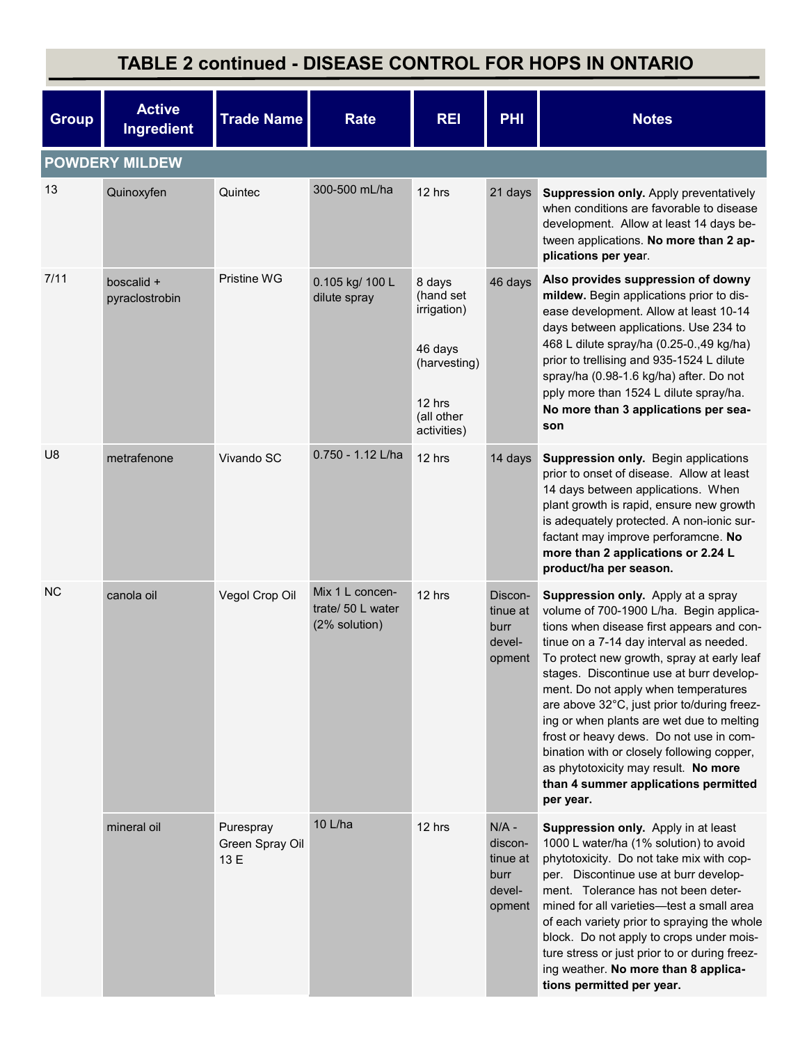## TABLE 2 continued - DISEASE CONTROL FOR HOPS IN ONTARIO

| Group | Active Ingredient | Trade Name | Rate | REI | PHI | Notes |
|---|---|---|---|---|---|---|
| **POWDERY MILDEW** | | | | | | |
| 13 | Quinoxyfen | Quintec | 300-500 mL/ha | 12 hrs | 21 days | **Suppression only.** Apply preventatively when conditions are favorable to disease development. Allow at least 14 days between applications. **No more than 2 applications per year**. |
| 7/11 | boscalid + pyraclostrobin | Pristine WG | 0.105 kg/ 100 L dilute spray | 8 days (hand set irrigation)<br><br>46 days (harvesting)<br><br>12 hrs (all other activities) | 46 days | **Also provides suppression of downy mildew.** Begin applications prior to disease development. Allow at least 10-14 days between applications. Use 234 to 468 L dilute spray/ha (0.25-0.,49 kg/ha) prior to trellising and 935-1524 L dilute spray/ha (0.98-1.6 kg/ha) after. Do not pply more than 1524 L dilute spray/ha. **No more than 3 applications per season** |
| U8 | metrafenone | Vivando SC | 0.750 - 1.12 L/ha | 12 hrs | 14 days | **Suppression only.** Begin applications prior to onset of disease. Allow at least 14 days between applications. When plant growth is rapid, ensure new growth is adequately protected. A non-ionic surfactant may improve perforamcne. **No more than 2 applications or 2.24 L product/ha per season.** |
| NC | canola oil | Vegol Crop Oil | Mix 1 L concentrate/ 50 L water (2% solution) | 12 hrs | Discontinue at burr development | **Suppression only.** Apply at a spray volume of 700-1900 L/ha. Begin applications when disease first appears and continue on a 7-14 day interval as needed. To protect new growth, spray at early leaf stages. Discontinue use at burr development. Do not apply when temperatures are above 32°C, just prior to/during freezing or when plants are wet due to melting frost or heavy dews. Do not use in combination with or closely following copper, as phytotoxicity may result. **No more than 4 summer applications permitted per year.** |
| | mineral oil | Purespray Green Spray Oil 13 E | 10 L/ha | 12 hrs | N/A - discontinue at burr development | **Suppression only.** Apply in at least 1000 L water/ha (1% solution) to avoid phytotoxicity. Do not take mix with copper. Discontinue use at burr development. Tolerance has not been determined for all varieties—test a small area of each variety prior to spraying the whole block. Do not apply to crops under moisture stress or just prior to or during freezing weather. **No more than 8 applications permitted per year.** |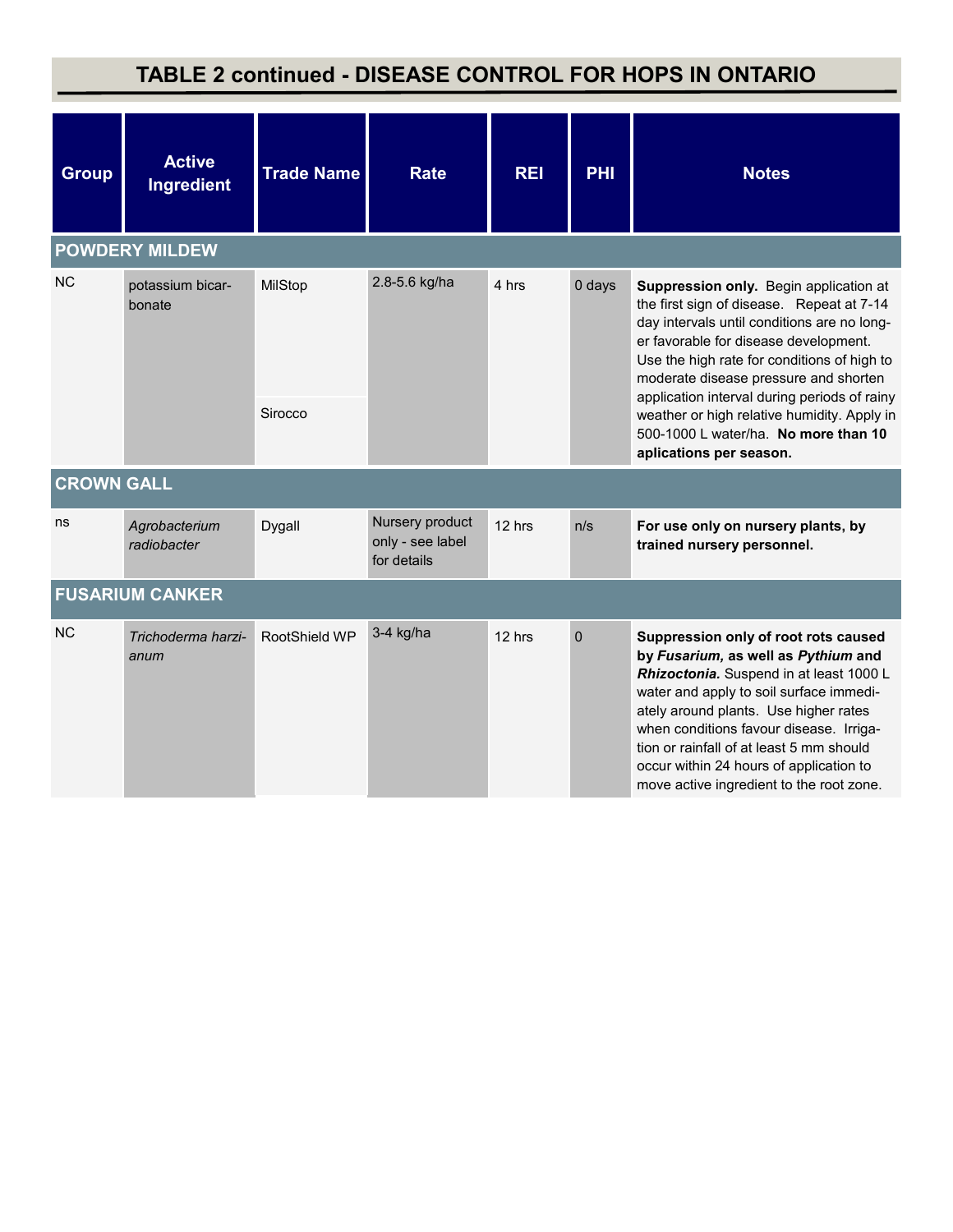## TABLE 2 continued - DISEASE CONTROL FOR HOPS IN ONTARIO

| Group | Active Ingredient | Trade Name | Rate | REI | PHI | Notes |
|---|---|---|---|---|---|---|
| **POWDERY MILDEW** | | | | | | |
| NC | potassium bicarbonate | MilStop<br>Sirocco | 2.8-5.6 kg/ha | 4 hrs | 0 days | **Suppression only.** Begin application at the first sign of disease. Repeat at 7-14 day intervals until conditions are no longer favorable for disease development. Use the high rate for conditions of high to moderate disease pressure and shorten application interval during periods of rainy weather or high relative humidity. Apply in 500-1000 L water/ha. **No more than 10 aplications per season.** |
| **CROWN GALL** | | | | | | |
| ns | *Agrobacterium radiobacter* | Dygall | Nursery product only - see label for details | 12 hrs | n/s | **For use only on nursery plants, by trained nursery personnel.** |
| **FUSARIUM CANKER** | | | | | | |
| NC | *Trichoderma harzianum* | RootShield WP | 3-4 kg/ha | 12 hrs | 0 | **Suppression only of root rots caused by *Fusarium,* as well as *Pythium* and *Rhizoctonia.*** Suspend in at least 1000 L water and apply to soil surface immediately around plants. Use higher rates when conditions favour disease. Irrigation or rainfall of at least 5 mm should occur within 24 hours of application to move active ingredient to the root zone. |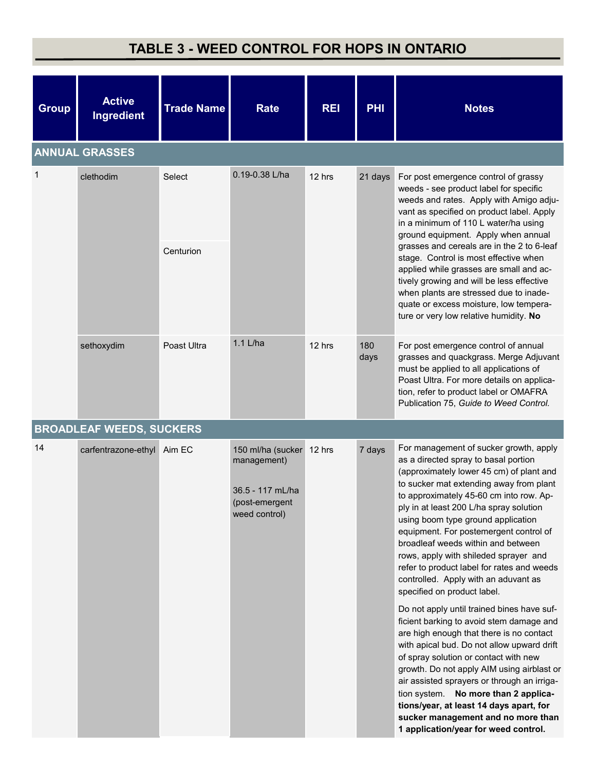## TABLE 3 - WEED CONTROL FOR HOPS IN ONTARIO

| Group | Active Ingredient | Trade Name | Rate | REI | PHI | Notes |
|---|---|---|---|---|---|---|
| **ANNUAL GRASSES** | | | | | | |
| 1 | clethodim | Select<br><br>Centurion | 0.19-0.38 L/ha | 12 hrs | 21 days | For post emergence control of grassy weeds - see product label for specific weeds and rates. Apply with Amigo adjuvant as specified on product label. Apply in a minimum of 110 L water/ha using ground equipment. Apply when annual grasses and cereals are in the 2 to 6-leaf stage. Control is most effective when applied while grasses are small and actively growing and will be less effective when plants are stressed due to inadequate or excess moisture, low temperature or very low relative humidity. **No** |
| | sethoxydim | Poast Ultra | 1.1 L/ha | 12 hrs | 180 days | For post emergence control of annual grasses and quackgrass. Merge Adjuvant must be applied to all applications of Poast Ultra. For more details on application, refer to product label or OMAFRA Publication 75, *Guide to Weed Control.* |
| **BROADLEAF WEEDS, SUCKERS** | | | | | | |
| 14 | carfentrazone-ethyl | Aim EC | 150 ml/ha (sucker management)<br><br>36.5 - 117 mL/ha (post-emergent weed control) | 12 hrs | 7 days | For management of sucker growth, apply as a directed spray to basal portion (approximately lower 45 cm) of plant and to sucker mat extending away from plant to approximately 45-60 cm into row. Apply in at least 200 L/ha spray solution using boom type ground application equipment. For postemergent control of broadleaf weeds within and between rows, apply with shileded sprayer and refer to product label for rates and weeds controlled. Apply with an aduvant as specified on product label.<br><br>Do not apply until trained bines have sufficient barking to avoid stem damage and are high enough that there is no contact with apical bud. Do not allow upward drift of spray solution or contact with new growth. Do not apply AIM using airblast or air assisted sprayers or through an irrigation system. **No more than 2 applications/year, at least 14 days apart, for sucker management and no more than 1 application/year for weed control.** |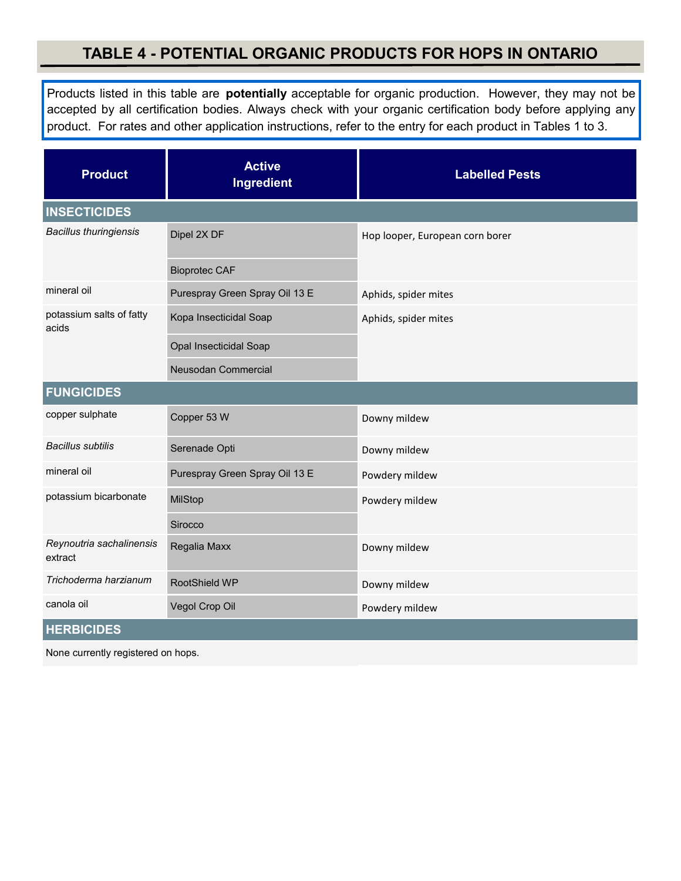# TABLE 4 - POTENTIAL ORGANIC PRODUCTS FOR HOPS IN ONTARIO

Products listed in this table are **potentially** acceptable for organic production. However, they may not be accepted by all certification bodies. Always check with your organic certification body before applying any product. For rates and other application instructions, refer to the entry for each product in Tables 1 to 3.

| Product | Active Ingredient | Labelled Pests |
|---|---|---|
| **INSECTICIDES** | | |
| *Bacillus thuringiensis* | Dipel 2X DF | Hop looper, European corn borer |
| | Bioprotec CAF | |
| mineral oil | Purespray Green Spray Oil 13 E | Aphids, spider mites |
| potassium salts of fatty acids | Kopa Insecticidal Soap | Aphids, spider mites |
| | Opal Insecticidal Soap | |
| | Neusodan Commercial | |
| **FUNGICIDES** | | |
| copper sulphate | Copper 53 W | Downy mildew |
| *Bacillus subtilis* | Serenade Opti | Downy mildew |
| mineral oil | Purespray Green Spray Oil 13 E | Powdery mildew |
| potassium bicarbonate | MilStop | Powdery mildew |
| | Sirocco | |
| *Reynoutria sachalinensis* extract | Regalia Maxx | Downy mildew |
| *Trichoderma harzianum* | RootShield WP | Downy mildew |
| canola oil | Vegol Crop Oil | Powdery mildew |
| **HERBICIDES** | | |
| None currently registered on hops. | | |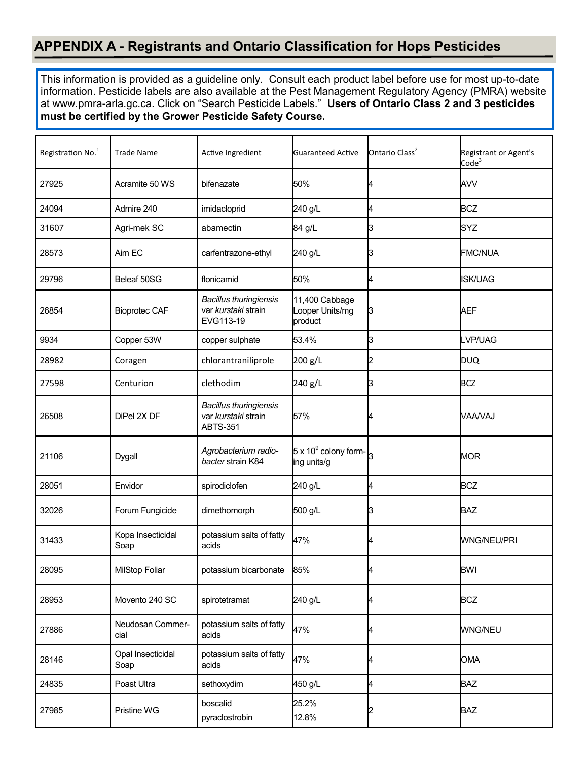## APPENDIX A - Registrants and Ontario Classification for Hops Pesticides

This information is provided as a guideline only. Consult each product label before use for most up-to-date information. Pesticide labels are also available at the Pest Management Regulatory Agency (PMRA) website at www.pmra-arla.gc.ca. Click on "Search Pesticide Labels." **Users of Ontario Class 2 and 3 pesticides must be certified by the Grower Pesticide Safety Course.**

| Registration No.[1] | Trade Name | Active Ingredient | Guaranteed Active | Ontario Class[2] | Registrant or Agent's Code[3] |
|---|---|---|---|---|---|
| 27925 | Acramite 50 WS | bifenazate | 50% | 4 | AVV |
| 24094 | Admire 240 | imidacloprid | 240 g/L | 4 | BCZ |
| 31607 | Agri-mek SC | abamectin | 84 g/L | 3 | SYZ |
| 28573 | Aim EC | carfentrazone-ethyl | 240 g/L | 3 | FMC/NUA |
| 29796 | Beleaf 50SG | flonicamid | 50% | 4 | ISK/UAG |
| 26854 | Bioprotec CAF | *Bacillus thuringiensis* var *kurstaki* strain EVG113-19 | 11,400 Cabbage Looper Units/mg product | 3 | AEF |
| 9934 | Copper 53W | copper sulphate | 53.4% | 3 | LVP/UAG |
| 28982 | Coragen | chlorantraniliprole | 200 g/L | 2 | DUQ |
| 27598 | Centurion | clethodim | 240 g/L | 3 | BCZ |
| 26508 | DiPel 2X DF | *Bacillus thuringiensis* var *kurstaki* strain ABTS-351 | 57% | 4 | VAA/VAJ |
| 21106 | Dygall | *Agrobacterium radiobacter* strain K84 | $5 \times 10^9$ colony forming units/g | 3 | MOR |
| 28051 | Envidor | spirodiclofen | 240 g/L | 4 | BCZ |
| 32026 | Forum Fungicide | dimethomorph | 500 g/L | 3 | BAZ |
| 31433 | Kopa Insecticidal Soap | potassium salts of fatty acids | 47% | 4 | WNG/NEU/PRI |
| 28095 | MilStop Foliar | potassium bicarbonate | 85% | 4 | BWI |
| 28953 | Movento 240 SC | spirotetramat | 240 g/L | 4 | BCZ |
| 27886 | Neudosan Commercial | potassium salts of fatty acids | 47% | 4 | WNG/NEU |
| 28146 | Opal Insecticidal Soap | potassium salts of fatty acids | 47% | 4 | OMA |
| 24835 | Poast Ultra | sethoxydim | 450 g/L | 4 | BAZ |
| 27985 | Pristine WG | boscalid<br>pyraclostrobin | 25.2%<br>12.8% | 2 | BAZ |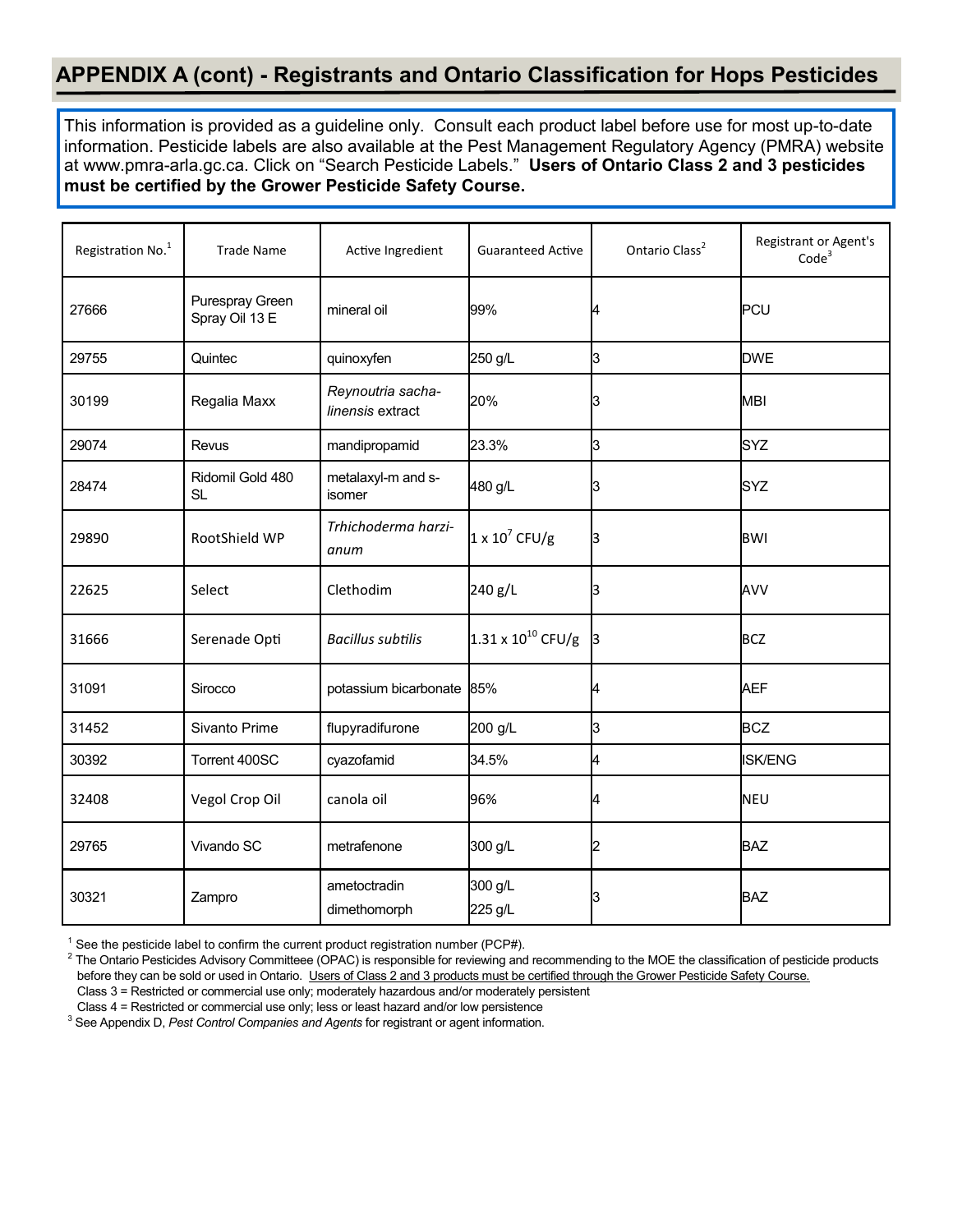## APPENDIX A (cont) - Registrants and Ontario Classification for Hops Pesticides

This information is provided as a guideline only. Consult each product label before use for most up-to-date information. Pesticide labels are also available at the Pest Management Regulatory Agency (PMRA) website at www.pmra-arla.gc.ca. Click on "Search Pesticide Labels." **Users of Ontario Class 2 and 3 pesticides must be certified by the Grower Pesticide Safety Course.**

| Registration No.[1] | Trade Name | Active Ingredient | Guaranteed Active | Ontario Class[2] | Registrant or Agent's Code[3] |
|---|---|---|---|---|---|
| 27666 | Purespray Green Spray Oil 13 E | mineral oil | 99% | 4 | PCU |
| 29755 | Quintec | quinoxyfen | 250 g/L | 3 | DWE |
| 30199 | Regalia Maxx | *Reynoutria sacha-linensis* extract | 20% | 3 | MBI |
| 29074 | Revus | mandipropamid | 23.3% | 3 | SYZ |
| 28474 | Ridomil Gold 480 SL | metalaxyl-m and s-isomer | 480 g/L | 3 | SYZ |
| 29890 | RootShield WP | *Trhichoderma harzi-anum* | $1 \times 10^{7}$ CFU/g | 3 | BWI |
| 22625 | Select | Clethodim | 240 g/L | 3 | AVV |
| 31666 | Serenade Opti | *Bacillus subtilis* | $1.31 \times 10^{10}$ CFU/g | 3 | BCZ |
| 31091 | Sirocco | potassium bicarbonate | 85% | 4 | AEF |
| 31452 | Sivanto Prime | flupyradifurone | 200 g/L | 3 | BCZ |
| 30392 | Torrent 400SC | cyazofamid | 34.5% | 4 | ISK/ENG |
| 32408 | Vegol Crop Oil | canola oil | 96% | 4 | NEU |
| 29765 | Vivando SC | metrafenone | 300 g/L | 2 | BAZ |
| 30321 | Zampro | ametoctradin<br>dimethomorph | 300 g/L<br>225 g/L | 3 | BAZ |

[1] See the pesticide label to confirm the current product registration number (PCP#).

[2] The Ontario Pesticides Advisory Committeee (OPAC) is responsible for reviewing and recommending to the MOE the classification of pesticide products before they can be sold or used in Ontario. Users of Class 2 and 3 products must be certified through the Grower Pesticide Safety Course.
Class 3 = Restricted or commercial use only; moderately hazardous and/or moderately persistent
Class 4 = Restricted or commercial use only; less or least hazard and/or low persistence

[3] See Appendix D, *Pest Control Companies and Agents* for registrant or agent information.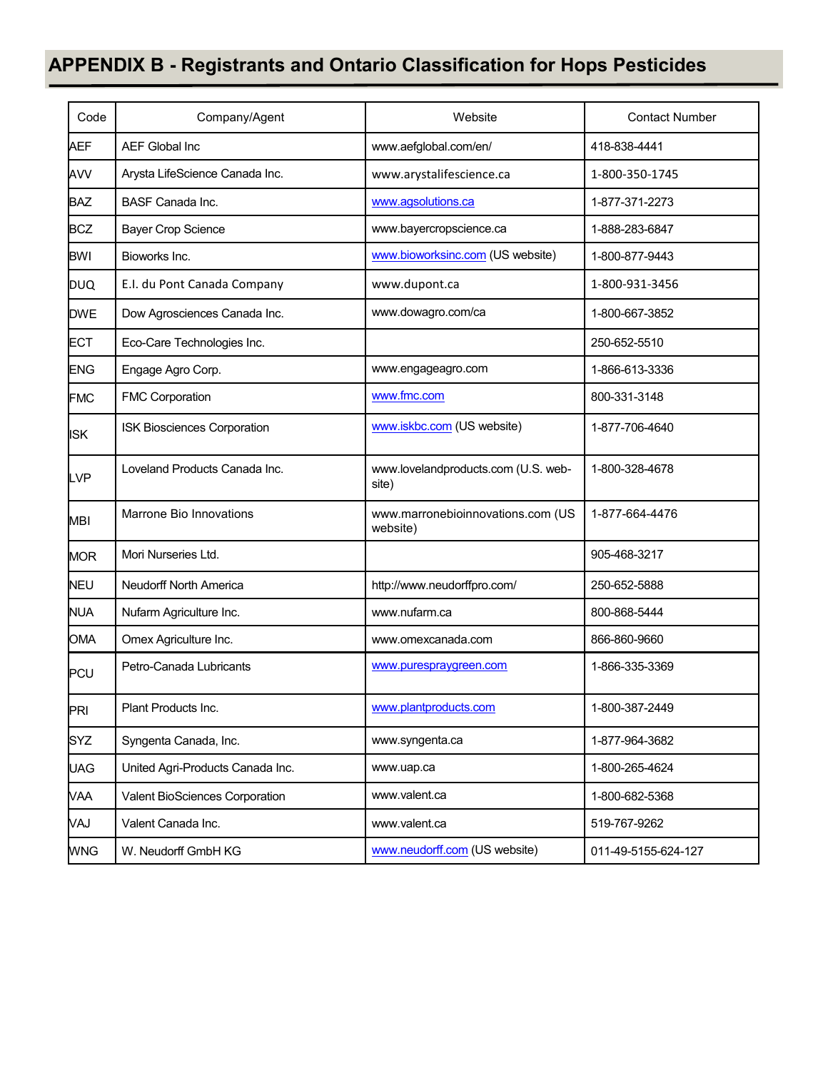## APPENDIX B - Registrants and Ontario Classification for Hops Pesticides

| Code | Company/Agent | Website | Contact Number |
|---|---|---|---|
| AEF | AEF Global Inc | www.aefglobal.com/en/ | 418-838-4441 |
| AVV | Arysta LifeScience Canada Inc. | www.arystalifescience.ca | 1-800-350-1745 |
| BAZ | BASF Canada Inc. | www.agsolutions.ca | 1-877-371-2273 |
| BCZ | Bayer Crop Science | www.bayercropscience.ca | 1-888-283-6847 |
| BWI | Bioworks Inc. | www.bioworksinc.com (US website) | 1-800-877-9443 |
| DUQ | E.I. du Pont Canada Company | www.dupont.ca | 1-800-931-3456 |
| DWE | Dow Agrosciences Canada Inc. | www.dowagro.com/ca | 1-800-667-3852 |
| ECT | Eco-Care Technologies Inc. | | 250-652-5510 |
| ENG | Engage Agro Corp. | www.engageagro.com | 1-866-613-3336 |
| FMC | FMC Corporation | www.fmc.com | 800-331-3148 |
| ISK | ISK Biosciences Corporation | www.iskbc.com (US website) | 1-877-706-4640 |
| LVP | Loveland Products Canada Inc. | www.lovelandproducts.com (U.S. web-site) | 1-800-328-4678 |
| MBI | Marrone Bio Innovations | www.marronebioinnovations.com (US website) | 1-877-664-4476 |
| MOR | Mori Nurseries Ltd. | | 905-468-3217 |
| NEU | Neudorff North America | http://www.neudorffpro.com/ | 250-652-5888 |
| NUA | Nufarm Agriculture Inc. | www.nufarm.ca | 800-868-5444 |
| OMA | Omex Agriculture Inc. | www.omexcanada.com | 866-860-9660 |
| PCU | Petro-Canada Lubricants | www.purespraygreen.com | 1-866-335-3369 |
| PRI | Plant Products Inc. | www.plantproducts.com | 1-800-387-2449 |
| SYZ | Syngenta Canada, Inc. | www.syngenta.ca | 1-877-964-3682 |
| UAG | United Agri-Products Canada Inc. | www.uap.ca | 1-800-265-4624 |
| VAA | Valent BioSciences Corporation | www.valent.ca | 1-800-682-5368 |
| VAJ | Valent Canada Inc. | www.valent.ca | 519-767-9262 |
| WNG | W. Neudorff GmbH KG | www.neudorff.com (US website) | 011-49-5155-624-127 |